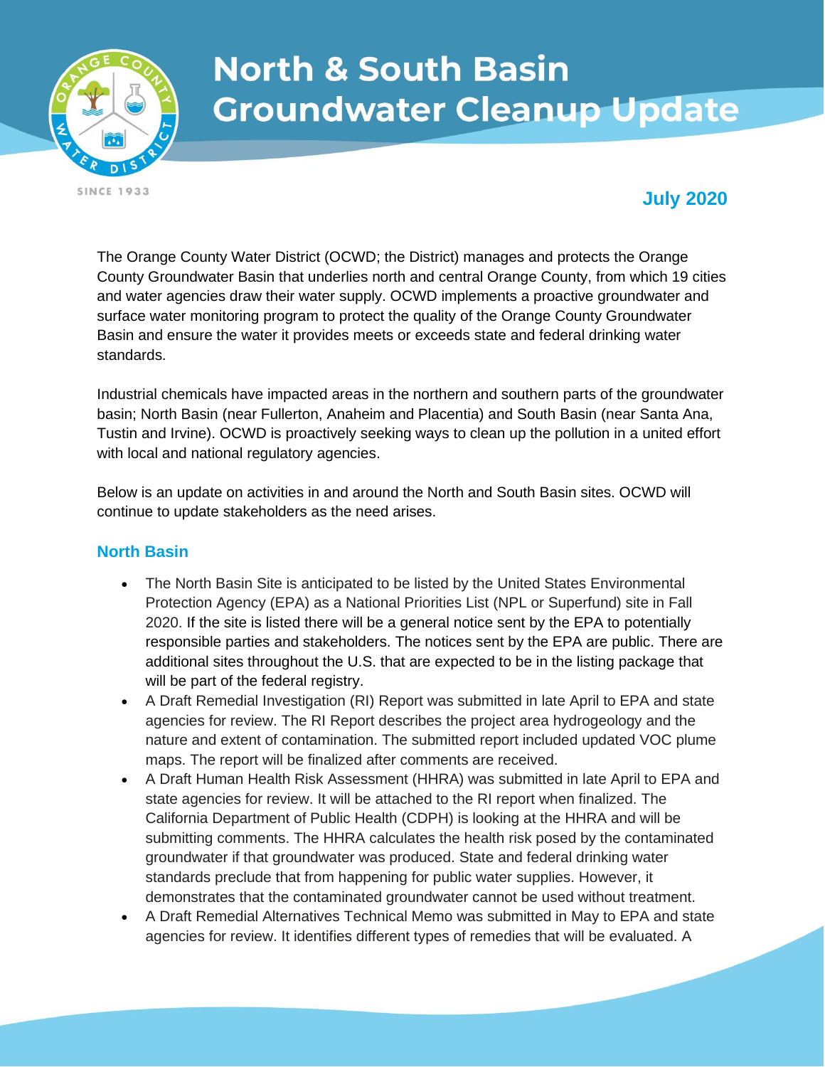# North & South Basin Groundwater Cleanup Update

SINCE 1933

**July 2020**

The Orange County Water District (OCWD; the District) manages and protects the Orange County Groundwater Basin that underlies north and central Orange County, from which 19 cities and water agencies draw their water supply. OCWD implements a proactive groundwater and surface water monitoring program to protect the quality of the Orange County Groundwater Basin and ensure the water it provides meets or exceeds state and federal drinking water standards.

Industrial chemicals have impacted areas in the northern and southern parts of the groundwater basin; North Basin (near Fullerton, Anaheim and Placentia) and South Basin (near Santa Ana, Tustin and Irvine). OCWD is proactively seeking ways to clean up the pollution in a united effort with local and national regulatory agencies.

Below is an update on activities in and around the North and South Basin sites. OCWD will continue to update stakeholders as the need arises.

## North Basin

- The North Basin Site is anticipated to be listed by the United States Environmental Protection Agency (EPA) as a National Priorities List (NPL or Superfund) site in Fall 2020. If the site is listed there will be a general notice sent by the EPA to potentially responsible parties and stakeholders. The notices sent by the EPA are public. There are additional sites throughout the U.S. that are expected to be in the listing package that will be part of the federal registry.
- A Draft Remedial Investigation (RI) Report was submitted in late April to EPA and state agencies for review. The RI Report describes the project area hydrogeology and the nature and extent of contamination. The submitted report included updated VOC plume maps. The report will be finalized after comments are received.
- A Draft Human Health Risk Assessment (HHRA) was submitted in late April to EPA and state agencies for review. It will be attached to the RI report when finalized. The California Department of Public Health (CDPH) is looking at the HHRA and will be submitting comments. The HHRA calculates the health risk posed by the contaminated groundwater if that groundwater was produced. State and federal drinking water standards preclude that from happening for public water supplies. However, it demonstrates that the contaminated groundwater cannot be used without treatment.
- A Draft Remedial Alternatives Technical Memo was submitted in May to EPA and state agencies for review. It identifies different types of remedies that will be evaluated. A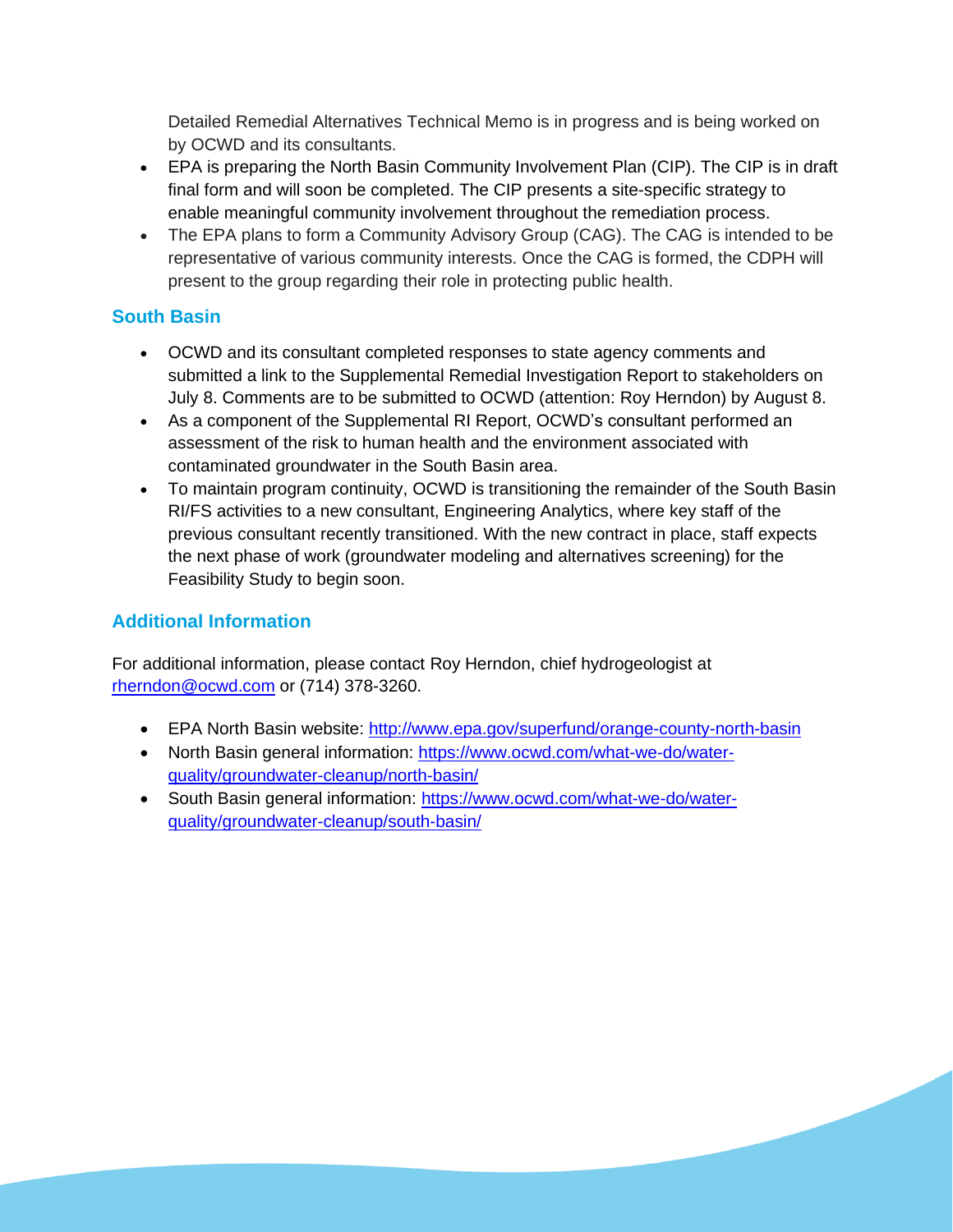Detailed Remedial Alternatives Technical Memo is in progress and is being worked on by OCWD and its consultants.

- EPA is preparing the North Basin Community Involvement Plan (CIP). The CIP is in draft final form and will soon be completed. The CIP presents a site-specific strategy to enable meaningful community involvement throughout the remediation process.
- The EPA plans to form a Community Advisory Group (CAG). The CAG is intended to be representative of various community interests. Once the CAG is formed, the CDPH will present to the group regarding their role in protecting public health.

## South Basin

- OCWD and its consultant completed responses to state agency comments and submitted a link to the Supplemental Remedial Investigation Report to stakeholders on July 8. Comments are to be submitted to OCWD (attention: Roy Herndon) by August 8.
- As a component of the Supplemental RI Report, OCWD's consultant performed an assessment of the risk to human health and the environment associated with contaminated groundwater in the South Basin area.
- To maintain program continuity, OCWD is transitioning the remainder of the South Basin RI/FS activities to a new consultant, Engineering Analytics, where key staff of the previous consultant recently transitioned. With the new contract in place, staff expects the next phase of work (groundwater modeling and alternatives screening) for the Feasibility Study to begin soon.

## Additional Information

For additional information, please contact Roy Herndon, chief hydrogeologist at rherndon@ocwd.com or (714) 378-3260.

- EPA North Basin website: http://www.epa.gov/superfund/orange-county-north-basin
- North Basin general information: https://www.ocwd.com/what-we-do/water-quality/groundwater-cleanup/north-basin/
- South Basin general information: https://www.ocwd.com/what-we-do/water-quality/groundwater-cleanup/south-basin/